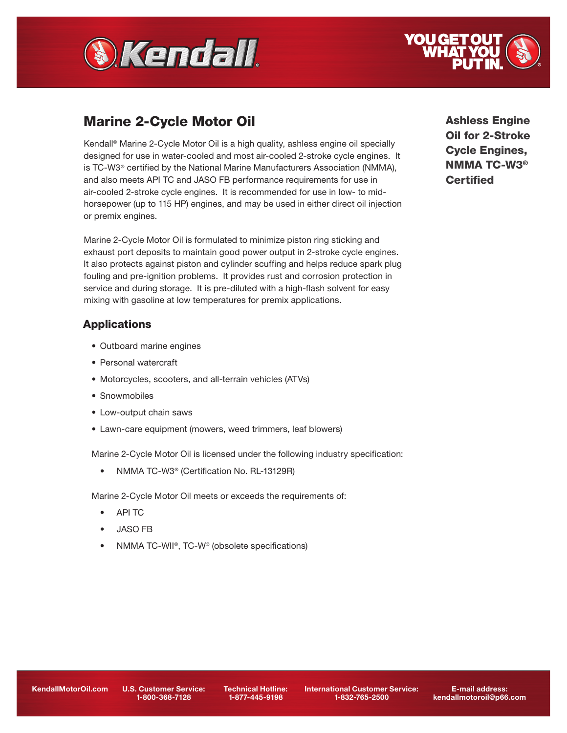# Marine 2-Cycle Motor Oil

**Ashless Engine Oil for 2-Stroke Cycle Engines, NMMA TC-W3® Certified**

Kendall® Marine 2-Cycle Motor Oil is a high quality, ashless engine oil specially designed for use in water-cooled and most air-cooled 2-stroke cycle engines. It is TC-W3® certified by the National Marine Manufacturers Association (NMMA), and also meets API TC and JASO FB performance requirements for use in air-cooled 2-stroke cycle engines. It is recommended for use in low- to mid-horsepower (up to 115 HP) engines, and may be used in either direct oil injection or premix engines.

Marine 2-Cycle Motor Oil is formulated to minimize piston ring sticking and exhaust port deposits to maintain good power output in 2-stroke cycle engines. It also protects against piston and cylinder scuffing and helps reduce spark plug fouling and pre-ignition problems. It provides rust and corrosion protection in service and during storage. It is pre-diluted with a high-flash solvent for easy mixing with gasoline at low temperatures for premix applications.

## Applications

- Outboard marine engines
- Personal watercraft
- Motorcycles, scooters, and all-terrain vehicles (ATVs)
- Snowmobiles
- Low-output chain saws
- Lawn-care equipment (mowers, weed trimmers, leaf blowers)

Marine 2-Cycle Motor Oil is licensed under the following industry specification:

- NMMA TC-W3® (Certification No. RL-13129R)

Marine 2-Cycle Motor Oil meets or exceeds the requirements of:

- API TC
- JASO FB
- NMMA TC-WII®, TC-W® (obsolete specifications)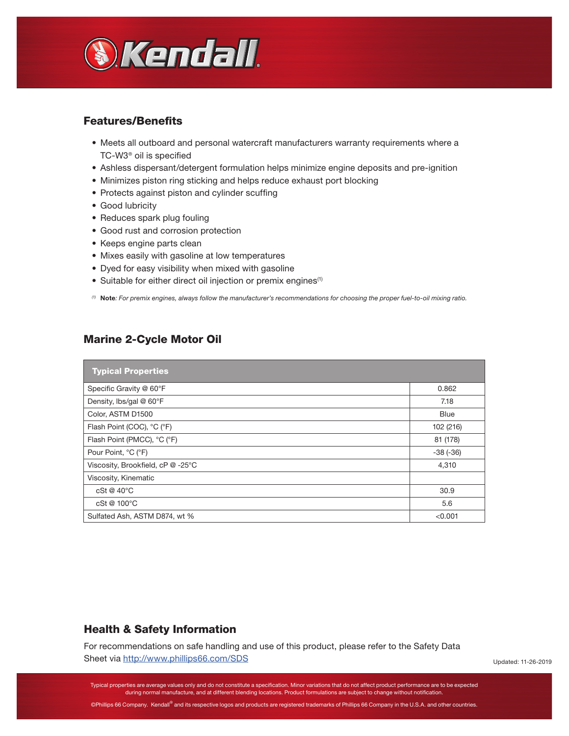## Features/Benefits

- Meets all outboard and personal watercraft manufacturers warranty requirements where a TC-W3® oil is specified
- Ashless dispersant/detergent formulation helps minimize engine deposits and pre-ignition
- Minimizes piston ring sticking and helps reduce exhaust port blocking
- Protects against piston and cylinder scuffing
- Good lubricity
- Reduces spark plug fouling
- Good rust and corrosion protection
- Keeps engine parts clean
- Mixes easily with gasoline at low temperatures
- Dyed for easy visibility when mixed with gasoline
- Suitable for either direct oil injection or premix engines[1]

[1] **Note**: *For premix engines, always follow the manufacturer's recommendations for choosing the proper fuel-to-oil mixing ratio.*

## Marine 2-Cycle Motor Oil

| Typical Properties | |
|---|---|
| Specific Gravity @ 60°F | 0.862 |
| Density, lbs/gal @ 60°F | 7.18 |
| Color, ASTM D1500 | Blue |
| Flash Point (COC), °C (°F) | 102 (216) |
| Flash Point (PMCC), °C (°F) | 81 (178) |
| Pour Point, °C (°F) | -38 (-36) |
| Viscosity, Brookfield, cP @ -25°C | 4,310 |
| Viscosity, Kinematic | |
| cSt @ 40°C | 30.9 |
| cSt @ 100°C | 5.6 |
| Sulfated Ash, ASTM D874, wt % | <0.001 |

## Health & Safety Information

For recommendations on safe handling and use of this product, please refer to the Safety Data Sheet via http://www.phillips66.com/SDS

Updated: 11-26-2019

Typical properties are average values only and do not constitute a specification. Minor variations that do not affect product performance are to be expected during normal manufacture, and at different blending locations. Product formulations are subject to change without notification.

©Phillips 66 Company. Kendall® and its respective logos and products are registered trademarks of Phillips 66 Company in the U.S.A. and other countries.